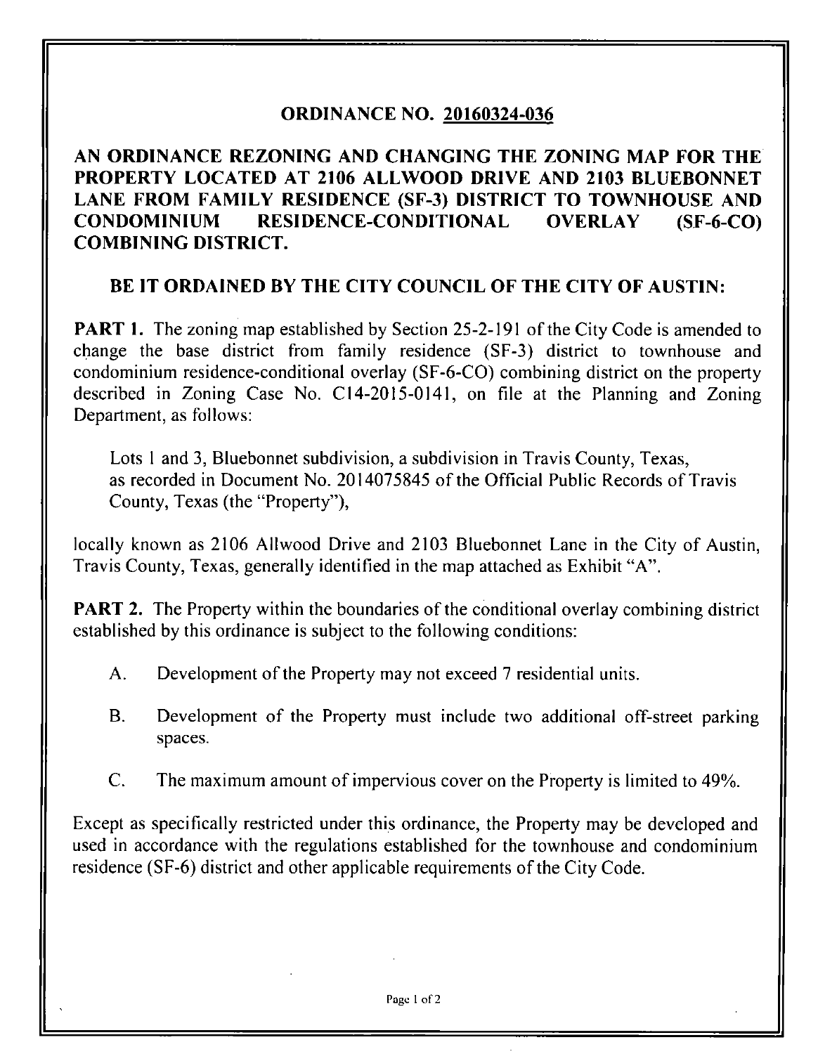# ORDINANCE NO. 20160324-036

## AN ORDINANCE REZONING AND CHANGING THE ZONING MAP FOR THE PROPERTY LOCATED AT 2106 ALLWOOD DRIVE AND 2103 BLUEBONNET LANE FROM FAMILY RESIDENCE (SF-3) DISTRICT TO TOWNHOUSE AND CONDOMINIUM RESIDENCE-CONDITIONAL OVERLAY (SF-6-CO) COMBINING DISTRICT.

## BE IT ORDAINED BY THE CITY COUNCIL OF THE CITY OF AUSTIN:

**PART 1.** The zoning map established by Section 25-2-191 of the City Code is amended to change the base district from family residence (SF-3) district to townhouse and condominium residence-conditional overlay (SF-6-CO) combining district on the property described in Zoning Case No. C14-2015-0141, on file at the Planning and Zoning Department, as follows:

> Lots 1 and 3, Bluebonnet subdivision, a subdivision in Travis County, Texas, as recorded in Document No. 2014075845 of the Official Public Records of Travis County, Texas (the "Property"),

locally known as 2106 Allwood Drive and 2103 Bluebonnet Lane in the City of Austin, Travis County, Texas, generally identified in the map attached as Exhibit "A".

**PART 2.** The Property within the boundaries of the conditional overlay combining district established by this ordinance is subject to the following conditions:

A. Development of the Property may not exceed 7 residential units.

B. Development of the Property must include two additional off-street parking spaces.

C. The maximum amount of impervious cover on the Property is limited to 49%.

Except as specifically restricted under this ordinance, the Property may be developed and used in accordance with the regulations established for the townhouse and condominium residence (SF-6) district and other applicable requirements of the City Code.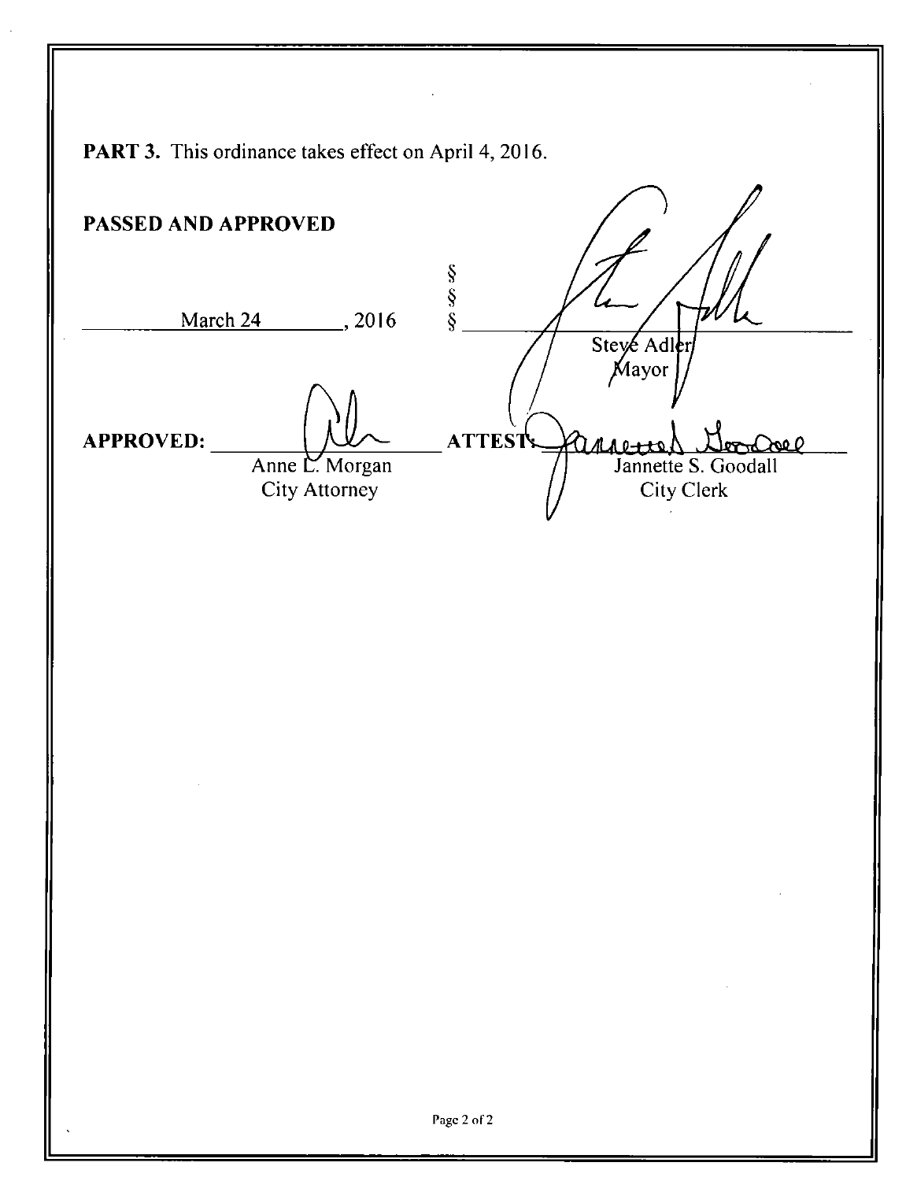**PART 3.** This ordinance takes effect on April 4, 2016.

**PASSED AND APPROVED**

March 24, 2016 § § § Steve Adler, Mayor

**APPROVED:** Anne L. Morgan, City Attorney

**ATTEST:** Jannette S. Goodall, City Clerk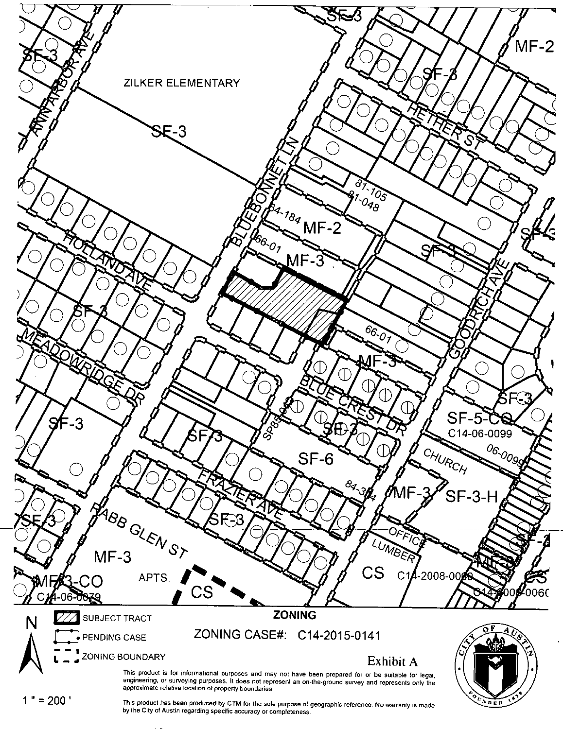ZONING

ZONING CASE#: C14-2015-0141

Exhibit A

SUBJECT TRACT

PENDING CASE

ZONING BOUNDARY

1 " = 200 '

This product is for informational purposes and may not have been prepared for or be suitable for legal, engineering, or surveying purposes. It does not represent an on-the-ground survey and represents only the approximate relative location of property boundaries.

This product has been produced by CTM for the sole purpose of geographic reference. No warranty is made by the City of Austin regarding specific accuracy or completeness.

ZILKER ELEMENTARY
SF-3
MF-2
SF-3
ANN ARBOR AVE
HETHER ST
BLUEBONNET LN
81-105
81-048
64-184
66-01
MF-3
HOLLAND AVE
GOODRICH AVE
66-01
MF-3
MEADOWRIDGE DR
BLUE CREST DR
SF-5-CO
C14-06-0099
06-0099
CHURCH
SP85-...
SF-6
FRAZIER AVE
84-384
MF-3
SF-3-H
RABB GLEN ST
OFFICE
LUMBER
MF-3
APTS.
CS
CS
C14-2008-0060
MF-3-CO
C14-06-0079
C14-2008-0060